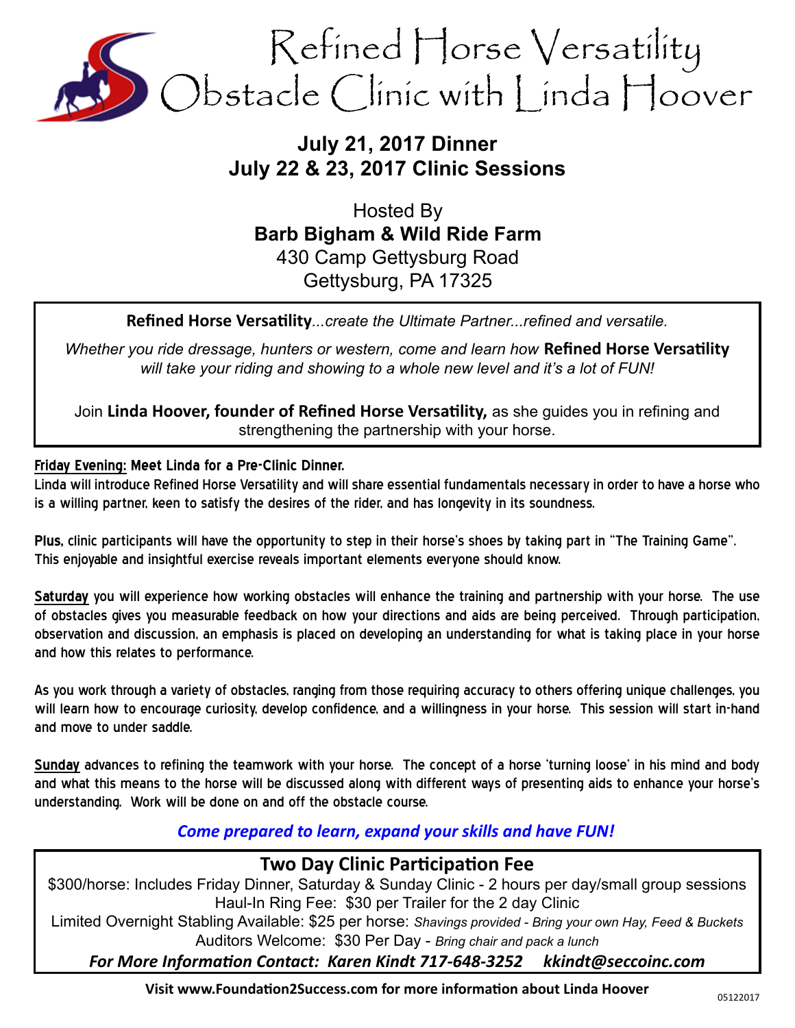# Refined Horse Versatility Obstacle Clinic with Linda Hoover

**July 21, 2017 Dinner**
**July 22 & 23, 2017 Clinic Sessions**

Hosted By
**Barb Bigham & Wild Ride Farm**
430 Camp Gettysburg Road
Gettysburg, PA 17325

**Refined Horse Versatility**...*create the Ultimate Partner...refined and versatile.*

*Whether you ride dressage, hunters or western, come and learn how* **Refined Horse Versatility** *will take your riding and showing to a whole new level and it's a lot of FUN!*

Join **Linda Hoover, founder of Refined Horse Versatility,** as she guides you in refining and strengthening the partnership with your horse.

**Friday Evening: Meet Linda for a Pre-Clinic Dinner.**
Linda will introduce Refined Horse Versatility and will share essential fundamentals necessary in order to have a horse who is a willing partner, keen to satisfy the desires of the rider, and has longevity in its soundness.

**Plus,** clinic participants will have the opportunity to step in their horse's shoes by taking part in "The Training Game". This enjoyable and insightful exercise reveals important elements everyone should know.

**Saturday** you will experience how working obstacles will enhance the training and partnership with your horse. The use of obstacles gives you measurable feedback on how your directions and aids are being perceived. Through participation, observation and discussion, an emphasis is placed on developing an understanding for what is taking place in your horse and how this relates to performance.

As you work through a variety of obstacles, ranging from those requiring accuracy to others offering unique challenges, you will learn how to encourage curiosity, develop confidence, and a willingness in your horse. This session will start in-hand and move to under saddle.

**Sunday** advances to refining the teamwork with your horse. The concept of a horse 'turning loose' in his mind and body and what this means to the horse will be discussed along with different ways of presenting aids to enhance your horse's understanding. Work will be done on and off the obstacle course.

***Come prepared to learn, expand your skills and have FUN!***

## Two Day Clinic Participation Fee

$300/horse: Includes Friday Dinner, Saturday & Sunday Clinic - 2 hours per day/small group sessions
Haul-In Ring Fee: $30 per Trailer for the 2 day Clinic
Limited Overnight Stabling Available: $25 per horse: *Shavings provided - Bring your own Hay, Feed & Buckets*
Auditors Welcome: $30 Per Day - *Bring chair and pack a lunch*

***For More Information Contact: Karen Kindt 717-648-3252 kkindt@seccoinc.com***

**Visit www.Foundation2Success.com for more information about Linda Hoover**

05122017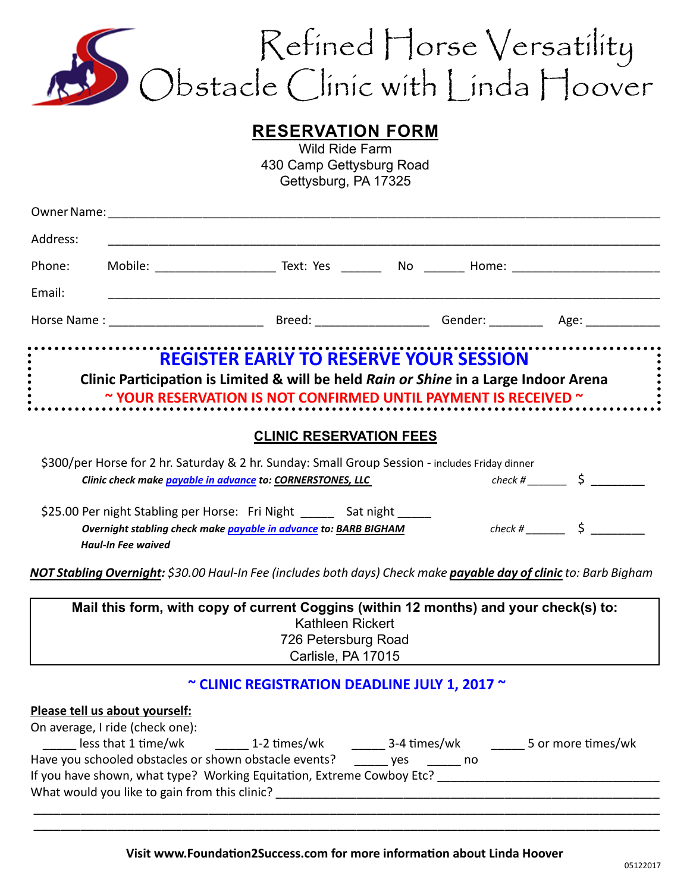# Refined Horse Versatility Obstacle Clinic with Linda Hoover

## RESERVATION FORM

Wild Ride Farm
430 Camp Gettysburg Road
Gettysburg, PA 17325

Owner Name: ______________________________________________________________

Address: ______________________________________________________________

Phone: Mobile: _________________ Text: Yes ______ No ______ Home: _____________________

Email: ______________________________________________________________

Horse Name : ______________________ Breed: ________________ Gender: ________ Age: ___________

**REGISTER EARLY TO RESERVE YOUR SESSION**

**Clinic Participation is Limited & will be held *Rain or Shine* in a Large Indoor Arena**

**~ YOUR RESERVATION IS NOT CONFIRMED UNTIL PAYMENT IS RECEIVED ~**

## CLINIC RESERVATION FEES

$300/per Horse for 2 hr. Saturday & 2 hr. Sunday: Small Group Session - includes Friday dinner

***Clinic check make payable in advance to: CORNERSTONES, LLC*** *check #* ______ $ ________

$25.00 Per night Stabling per Horse: Fri Night _____ Sat night _____

***Overnight stabling check make payable in advance to: BARB BIGHAM*** *check #* ______ $ ________

***Haul-In Fee waived***

***NOT Stabling Overnight:*** *$30.00 Haul-In Fee (includes both days) Check make* ***payable day of clinic*** *to: Barb Bigham*

**Mail this form, with copy of current Coggins (within 12 months) and your check(s) to:**
Kathleen Rickert
726 Petersburg Road
Carlisle, PA 17015

**~ CLINIC REGISTRATION DEADLINE JULY 1, 2017 ~**

**Please tell us about yourself:**

On average, I ride (check one):

_____ less that 1 time/wk _____ 1-2 times/wk _____ 3-4 times/wk _____ 5 or more times/wk

Have you schooled obstacles or shown obstacle events? _____ yes _____ no

If you have shown, what type? Working Equitation, Extreme Cowboy Etc? ______________________________

What would you like to gain from this clinic? ______________________________________________

______________________________________________________________________________

______________________________________________________________________________

**Visit www.Foundation2Success.com for more information about Linda Hoover**

05122017